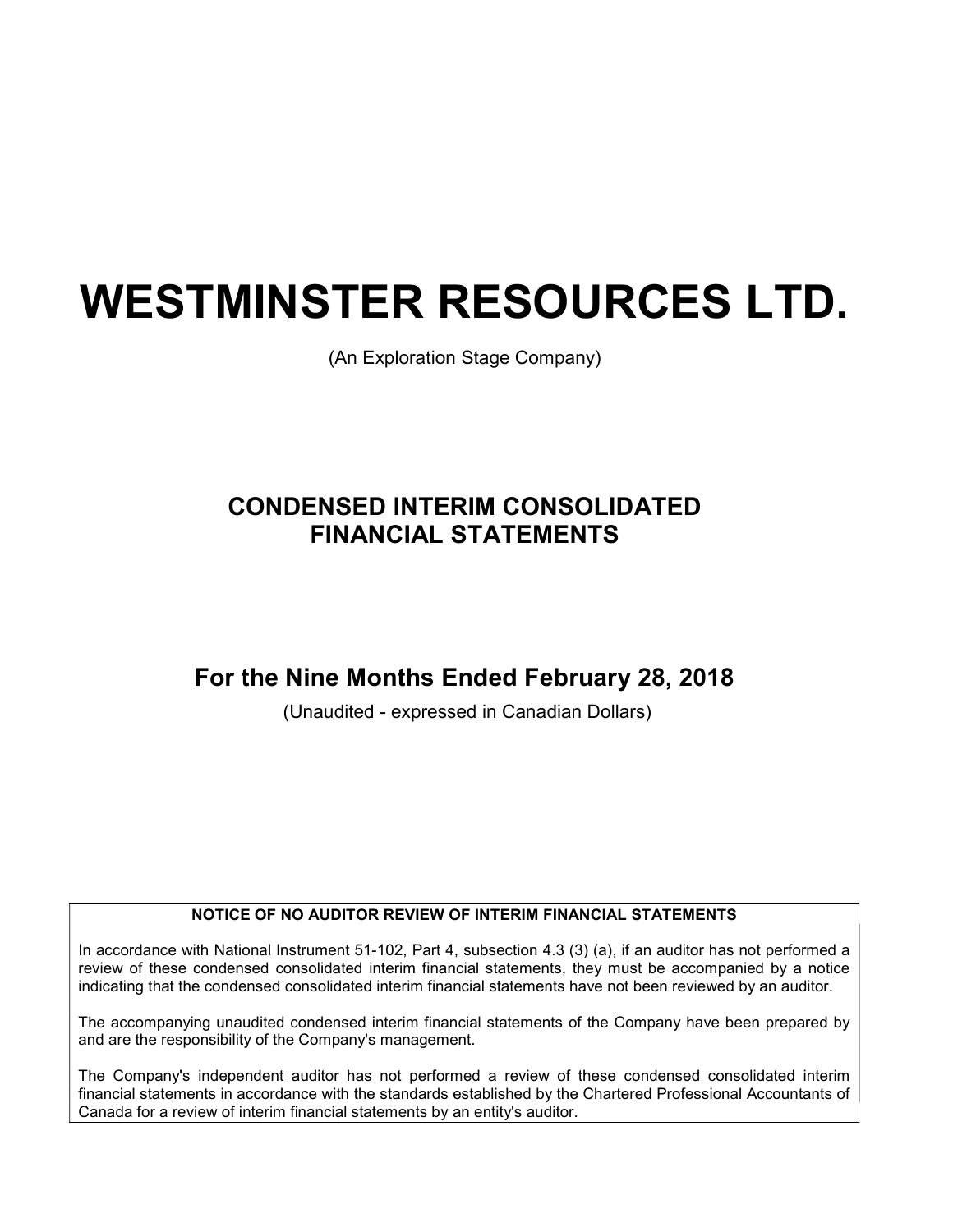# WESTMINSTER RESOURCES LTD.

(An Exploration Stage Company)

## CONDENSED INTERIM CONSOLIDATED FINANCIAL STATEMENTS

## For the Nine Months Ended February 28, 2018

(Unaudited - expressed in Canadian Dollars)

**NOTICE OF NO AUDITOR REVIEW OF INTERIM FINANCIAL STATEMENTS**

In accordance with National Instrument 51-102, Part 4, subsection 4.3 (3) (a), if an auditor has not performed a review of these condensed consolidated interim financial statements, they must be accompanied by a notice indicating that the condensed consolidated interim financial statements have not been reviewed by an auditor.

The accompanying unaudited condensed interim financial statements of the Company have been prepared by and are the responsibility of the Company's management.

The Company's independent auditor has not performed a review of these condensed consolidated interim financial statements in accordance with the standards established by the Chartered Professional Accountants of Canada for a review of interim financial statements by an entity's auditor.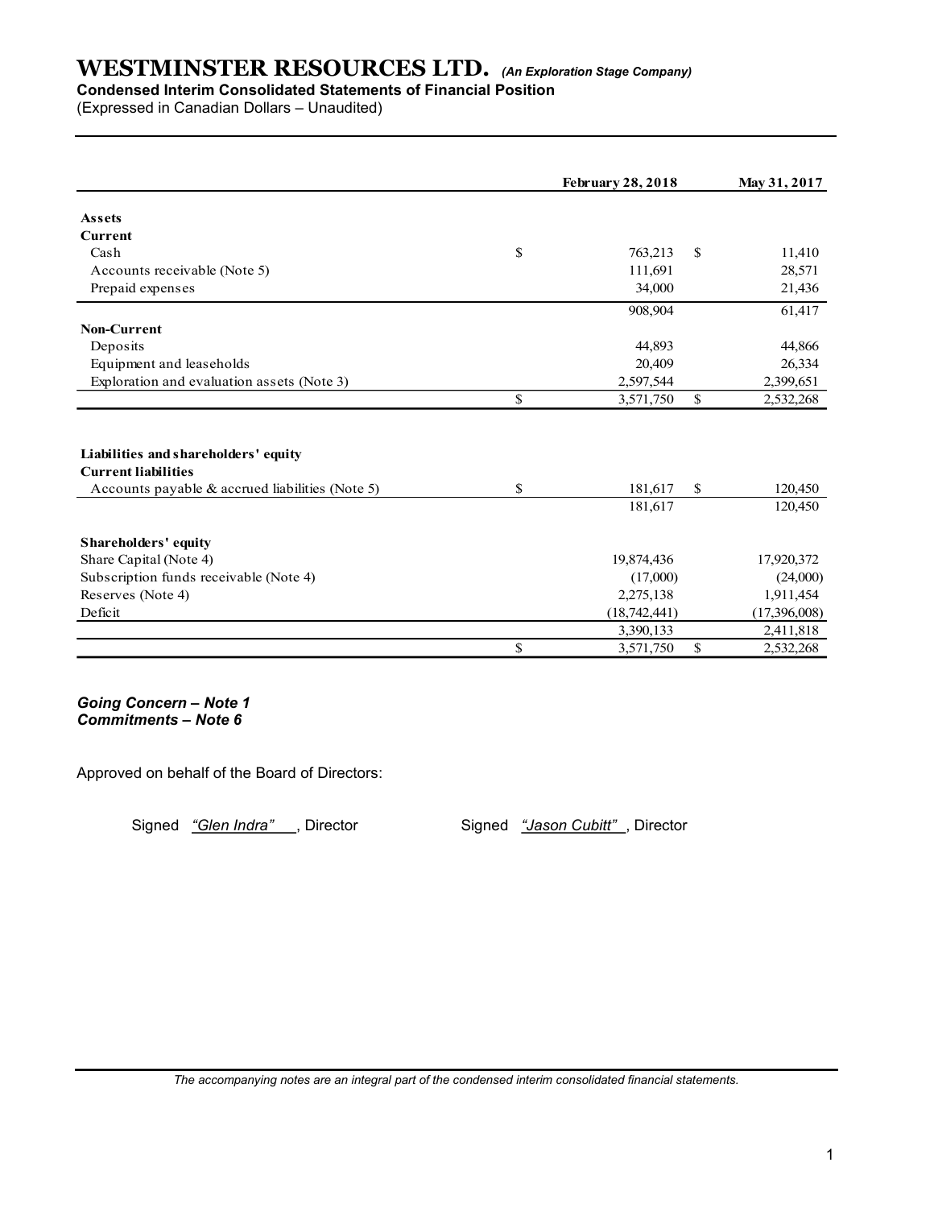# WESTMINSTER RESOURCES LTD. *(An Exploration Stage Company)*

**Condensed Interim Consolidated Statements of Financial Position**

(Expressed in Canadian Dollars – Unaudited)

| | February 28, 2018 | May 31, 2017 |
|---|---|---|
| **Assets** | | |
| **Current** | | |
| Cash | $ 763,213 | $ 11,410 |
| Accounts receivable (Note 5) | 111,691 | 28,571 |
| Prepaid expenses | 34,000 | 21,436 |
| | 908,904 | 61,417 |
| **Non-Current** | | |
| Deposits | 44,893 | 44,866 |
| Equipment and leaseholds | 20,409 | 26,334 |
| Exploration and evaluation assets (Note 3) | 2,597,544 | 2,399,651 |
| | $ 3,571,750 | $ 2,532,268 |
| | | |
| **Liabilities and shareholders' equity** | | |
| **Current liabilities** | | |
| Accounts payable & accrued liabilities (Note 5) | $ 181,617 | $ 120,450 |
| | 181,617 | 120,450 |
| | | |
| **Shareholders' equity** | | |
| Share Capital (Note 4) | 19,874,436 | 17,920,372 |
| Subscription funds receivable (Note 4) | (17,000) | (24,000) |
| Reserves (Note 4) | 2,275,138 | 1,911,454 |
| Deficit | (18,742,441) | (17,396,008) |
| | 3,390,133 | 2,411,818 |
| | $ 3,571,750 | $ 2,532,268 |

***Going Concern – Note 1***
***Commitments – Note 6***

Approved on behalf of the Board of Directors:

Signed *"Glen Indra"*, Director Signed *"Jason Cubitt"*, Director

*The accompanying notes are an integral part of the condensed interim consolidated financial statements.*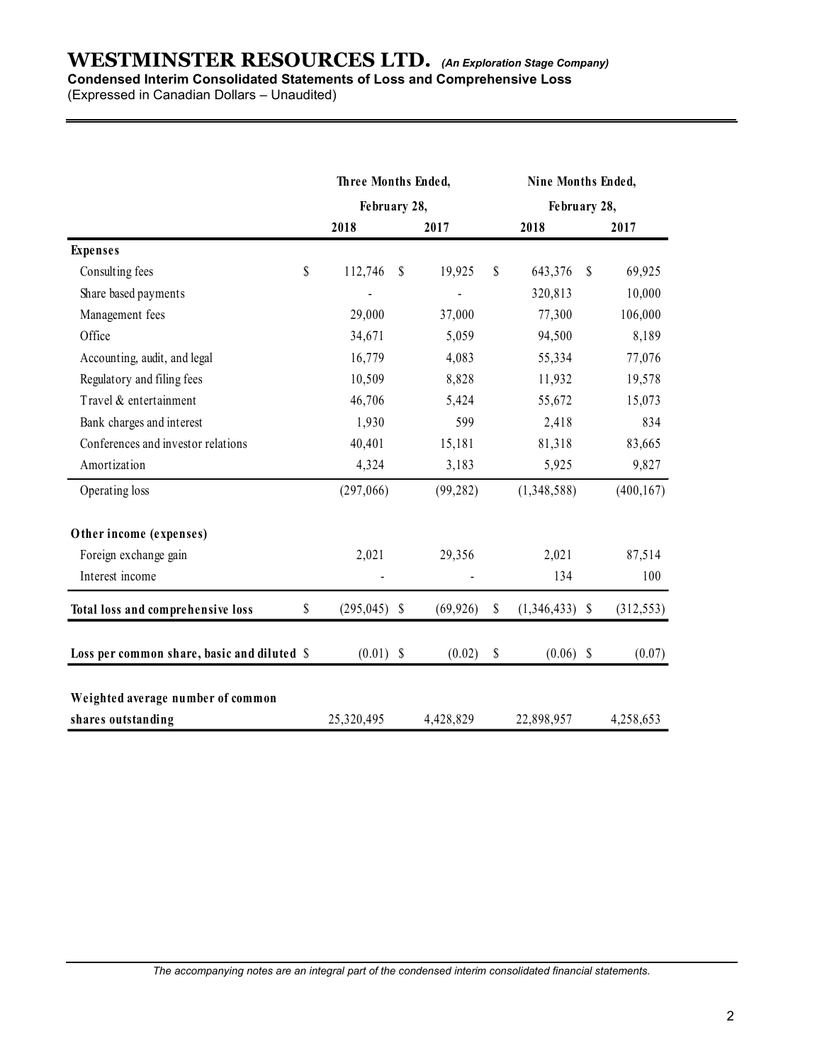# WESTMINSTER RESOURCES LTD. *(An Exploration Stage Company)*

**Condensed Interim Consolidated Statements of Loss and Comprehensive Loss**

(Expressed in Canadian Dollars – Unaudited)

| | Three Months Ended, February 28, | | Nine Months Ended, February 28, | |
|---|---|---|---|---|
| | 2018 | 2017 | 2018 | 2017 |
| **Expenses** | | | | |
| Consulting fees | $ 112,746 | $ 19,925 | $ 643,376 | $ 69,925 |
| Share based payments | - | - | 320,813 | 10,000 |
| Management fees | 29,000 | 37,000 | 77,300 | 106,000 |
| Office | 34,671 | 5,059 | 94,500 | 8,189 |
| Accounting, audit, and legal | 16,779 | 4,083 | 55,334 | 77,076 |
| Regulatory and filing fees | 10,509 | 8,828 | 11,932 | 19,578 |
| Travel & entertainment | 46,706 | 5,424 | 55,672 | 15,073 |
| Bank charges and interest | 1,930 | 599 | 2,418 | 834 |
| Conferences and investor relations | 40,401 | 15,181 | 81,318 | 83,665 |
| Amortization | 4,324 | 3,183 | 5,925 | 9,827 |
| Operating loss | (297,066) | (99,282) | (1,348,588) | (400,167) |
| **Other income (expenses)** | | | | |
| Foreign exchange gain | 2,021 | 29,356 | 2,021 | 87,514 |
| Interest income | - | - | 134 | 100 |
| **Total loss and comprehensive loss** | $ (295,045) | $ (69,926) | $ (1,346,433) | $ (312,553) |
| **Loss per common share, basic and diluted** | $ (0.01) | $ (0.02) | $ (0.06) | $ (0.07) |
| **Weighted average number of common shares outstanding** | 25,320,495 | 4,428,829 | 22,898,957 | 4,258,653 |

*The accompanying notes are an integral part of the condensed interim consolidated financial statements.*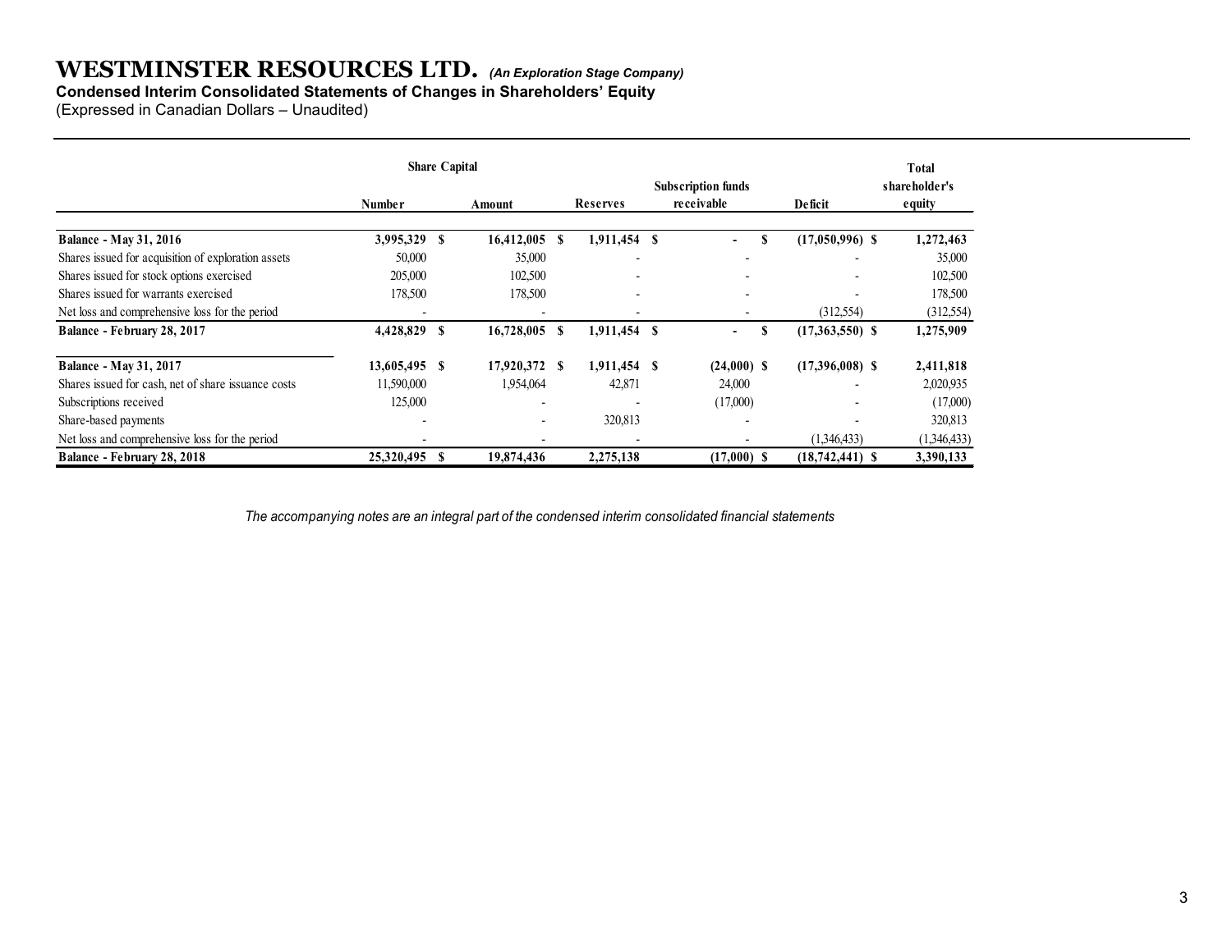# WESTMINSTER RESOURCES LTD. *(An Exploration Stage Company)*

**Condensed Interim Consolidated Statements of Changes in Shareholders' Equity**

(Expressed in Canadian Dollars – Unaudited)

| | Share Capital | | | | | |
|---|---|---|---|---|---|---|
| | Number | Amount | Reserves | Subscription funds receivable | Deficit | Total shareholder's equity |
| **Balance - May 31, 2016** | **3,995,329** | **$ 16,412,005** | **$ 1,911,454** | **$ -** | **$ (17,050,996)** | **$ 1,272,463** |
| Shares issued for acquisition of exploration assets | 50,000 | 35,000 | - | - | - | 35,000 |
| Shares issued for stock options exercised | 205,000 | 102,500 | - | - | - | 102,500 |
| Shares issued for warrants exercised | 178,500 | 178,500 | - | - | - | 178,500 |
| Net loss and comprehensive loss for the period | - | - | - | - | (312,554) | (312,554) |
| **Balance - February 28, 2017** | **4,428,829** | **$ 16,728,005** | **$ 1,911,454** | **$ -** | **$ (17,363,550)** | **$ 1,275,909** |
| | | | | | | |
| **Balance - May 31, 2017** | **13,605,495** | **$ 17,920,372** | **$ 1,911,454** | **$ (24,000)** | **$ (17,396,008)** | **$ 2,411,818** |
| Shares issued for cash, net of share issuance costs | 11,590,000 | 1,954,064 | 42,871 | 24,000 | - | 2,020,935 |
| Subscriptions received | 125,000 | - | - | (17,000) | - | (17,000) |
| Share-based payments | - | - | 320,813 | - | - | 320,813 |
| Net loss and comprehensive loss for the period | - | - | - | - | (1,346,433) | (1,346,433) |
| **Balance - February 28, 2018** | **25,320,495** | **$ 19,874,436** | **2,275,138** | **(17,000)** | **$ (18,742,441)** | **$ 3,390,133** |

*The accompanying notes are an integral part of the condensed interim consolidated financial statements*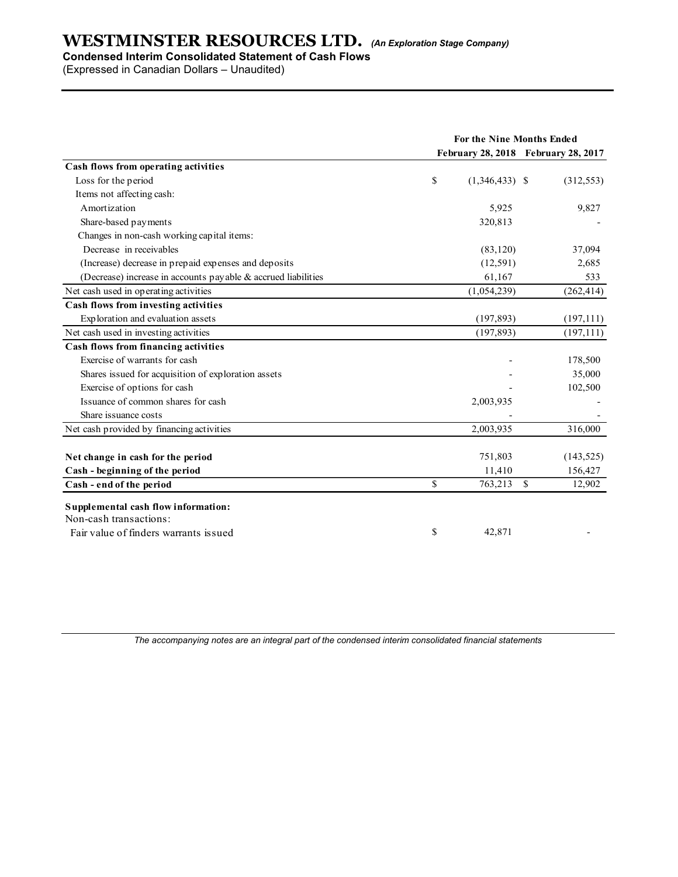# WESTMINSTER RESOURCES LTD. *(An Exploration Stage Company)*

**Condensed Interim Consolidated Statement of Cash Flows**

(Expressed in Canadian Dollars – Unaudited)

| | For the Nine Months Ended | |
|---|---|---|
| | February 28, 2018 | February 28, 2017 |
| **Cash flows from operating activities** | | |
| Loss for the period | $ (1,346,433) | $ (312,553) |
| Items not affecting cash: | | |
| Amortization | 5,925 | 9,827 |
| Share-based payments | 320,813 | - |
| Changes in non-cash working capital items: | | |
| Decrease in receivables | (83,120) | 37,094 |
| (Increase) decrease in prepaid expenses and deposits | (12,591) | 2,685 |
| (Decrease) increase in accounts payable & accrued liabilities | 61,167 | 533 |
| Net cash used in operating activities | (1,054,239) | (262,414) |
| **Cash flows from investing activities** | | |
| Exploration and evaluation assets | (197,893) | (197,111) |
| Net cash used in investing activities | (197,893) | (197,111) |
| **Cash flows from financing activities** | | |
| Exercise of warrants for cash | - | 178,500 |
| Shares issued for acquisition of exploration assets | - | 35,000 |
| Exercise of options for cash | - | 102,500 |
| Issuance of common shares for cash | 2,003,935 | - |
| Share issuance costs | - | - |
| Net cash provided by financing activities | 2,003,935 | 316,000 |
| **Net change in cash for the period** | 751,803 | (143,525) |
| **Cash - beginning of the period** | 11,410 | 156,427 |
| **Cash - end of the period** | $ 763,213 | $ 12,902 |
| **Supplemental cash flow information:** | | |
| Non-cash transactions: | | |
| Fair value of finders warrants issued | $ 42,871 | - |

*The accompanying notes are an integral part of the condensed interim consolidated financial statements*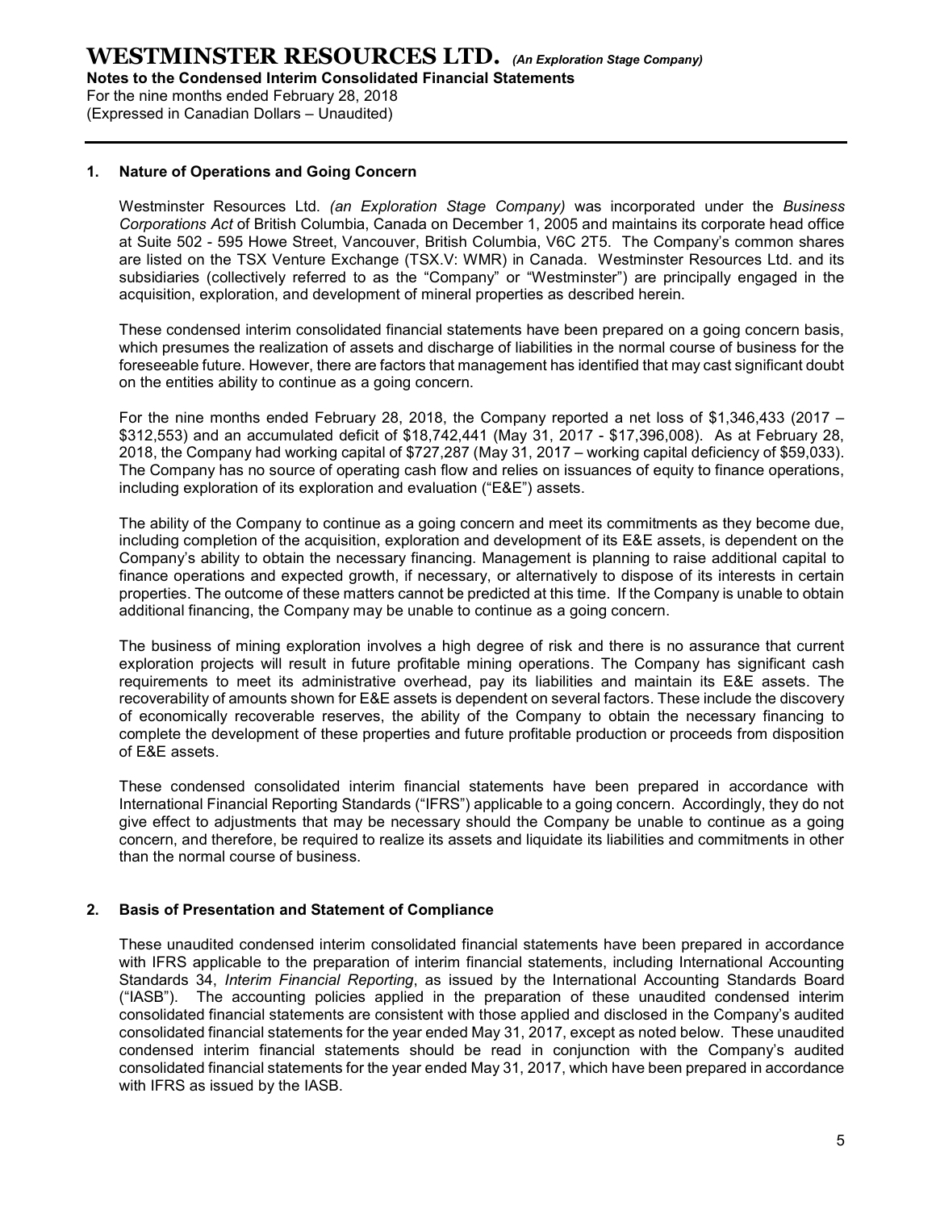## 1. Nature of Operations and Going Concern

Westminster Resources Ltd. *(an Exploration Stage Company)* was incorporated under the *Business Corporations Act* of British Columbia, Canada on December 1, 2005 and maintains its corporate head office at Suite 502 - 595 Howe Street, Vancouver, British Columbia, V6C 2T5. The Company's common shares are listed on the TSX Venture Exchange (TSX.V: WMR) in Canada. Westminster Resources Ltd. and its subsidiaries (collectively referred to as the "Company" or "Westminster") are principally engaged in the acquisition, exploration, and development of mineral properties as described herein.

These condensed interim consolidated financial statements have been prepared on a going concern basis, which presumes the realization of assets and discharge of liabilities in the normal course of business for the foreseeable future. However, there are factors that management has identified that may cast significant doubt on the entities ability to continue as a going concern.

For the nine months ended February 28, 2018, the Company reported a net loss of $1,346,433 (2017 – $312,553) and an accumulated deficit of $18,742,441 (May 31, 2017 - $17,396,008). As at February 28, 2018, the Company had working capital of $727,287 (May 31, 2017 – working capital deficiency of $59,033). The Company has no source of operating cash flow and relies on issuances of equity to finance operations, including exploration of its exploration and evaluation ("E&E") assets.

The ability of the Company to continue as a going concern and meet its commitments as they become due, including completion of the acquisition, exploration and development of its E&E assets, is dependent on the Company's ability to obtain the necessary financing. Management is planning to raise additional capital to finance operations and expected growth, if necessary, or alternatively to dispose of its interests in certain properties. The outcome of these matters cannot be predicted at this time. If the Company is unable to obtain additional financing, the Company may be unable to continue as a going concern.

The business of mining exploration involves a high degree of risk and there is no assurance that current exploration projects will result in future profitable mining operations. The Company has significant cash requirements to meet its administrative overhead, pay its liabilities and maintain its E&E assets. The recoverability of amounts shown for E&E assets is dependent on several factors. These include the discovery of economically recoverable reserves, the ability of the Company to obtain the necessary financing to complete the development of these properties and future profitable production or proceeds from disposition of E&E assets.

These condensed consolidated interim financial statements have been prepared in accordance with International Financial Reporting Standards ("IFRS") applicable to a going concern. Accordingly, they do not give effect to adjustments that may be necessary should the Company be unable to continue as a going concern, and therefore, be required to realize its assets and liquidate its liabilities and commitments in other than the normal course of business.

## 2. Basis of Presentation and Statement of Compliance

These unaudited condensed interim consolidated financial statements have been prepared in accordance with IFRS applicable to the preparation of interim financial statements, including International Accounting Standards 34, *Interim Financial Reporting*, as issued by the International Accounting Standards Board ("IASB"). The accounting policies applied in the preparation of these unaudited condensed interim consolidated financial statements are consistent with those applied and disclosed in the Company's audited consolidated financial statements for the year ended May 31, 2017, except as noted below. These unaudited condensed interim financial statements should be read in conjunction with the Company's audited consolidated financial statements for the year ended May 31, 2017, which have been prepared in accordance with IFRS as issued by the IASB.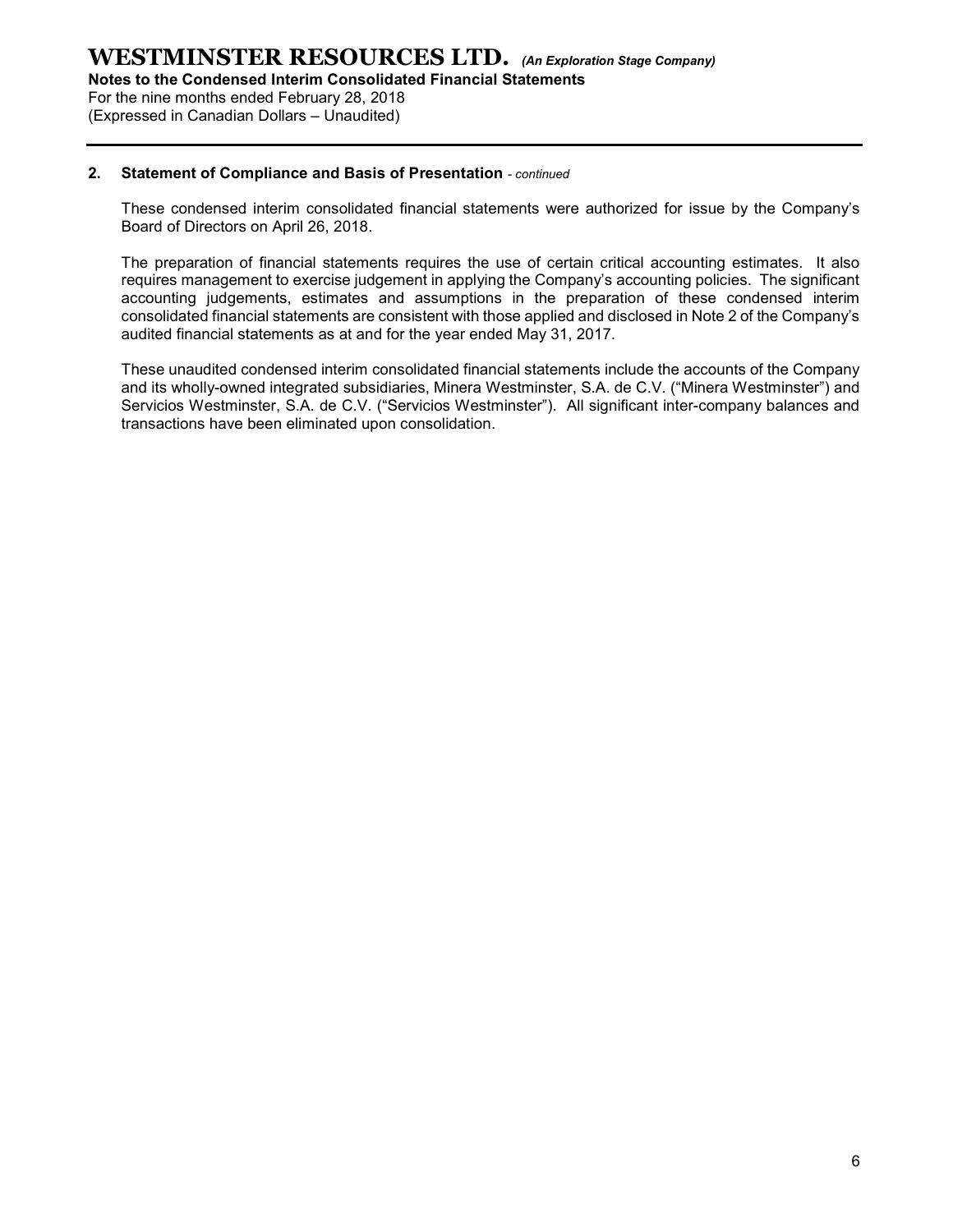### 2. Statement of Compliance and Basis of Presentation *- continued*

These condensed interim consolidated financial statements were authorized for issue by the Company's Board of Directors on April 26, 2018.

The preparation of financial statements requires the use of certain critical accounting estimates. It also requires management to exercise judgement in applying the Company's accounting policies. The significant accounting judgements, estimates and assumptions in the preparation of these condensed interim consolidated financial statements are consistent with those applied and disclosed in Note 2 of the Company's audited financial statements as at and for the year ended May 31, 2017.

These unaudited condensed interim consolidated financial statements include the accounts of the Company and its wholly-owned integrated subsidiaries, Minera Westminster, S.A. de C.V. ("Minera Westminster") and Servicios Westminster, S.A. de C.V. ("Servicios Westminster"). All significant inter-company balances and transactions have been eliminated upon consolidation.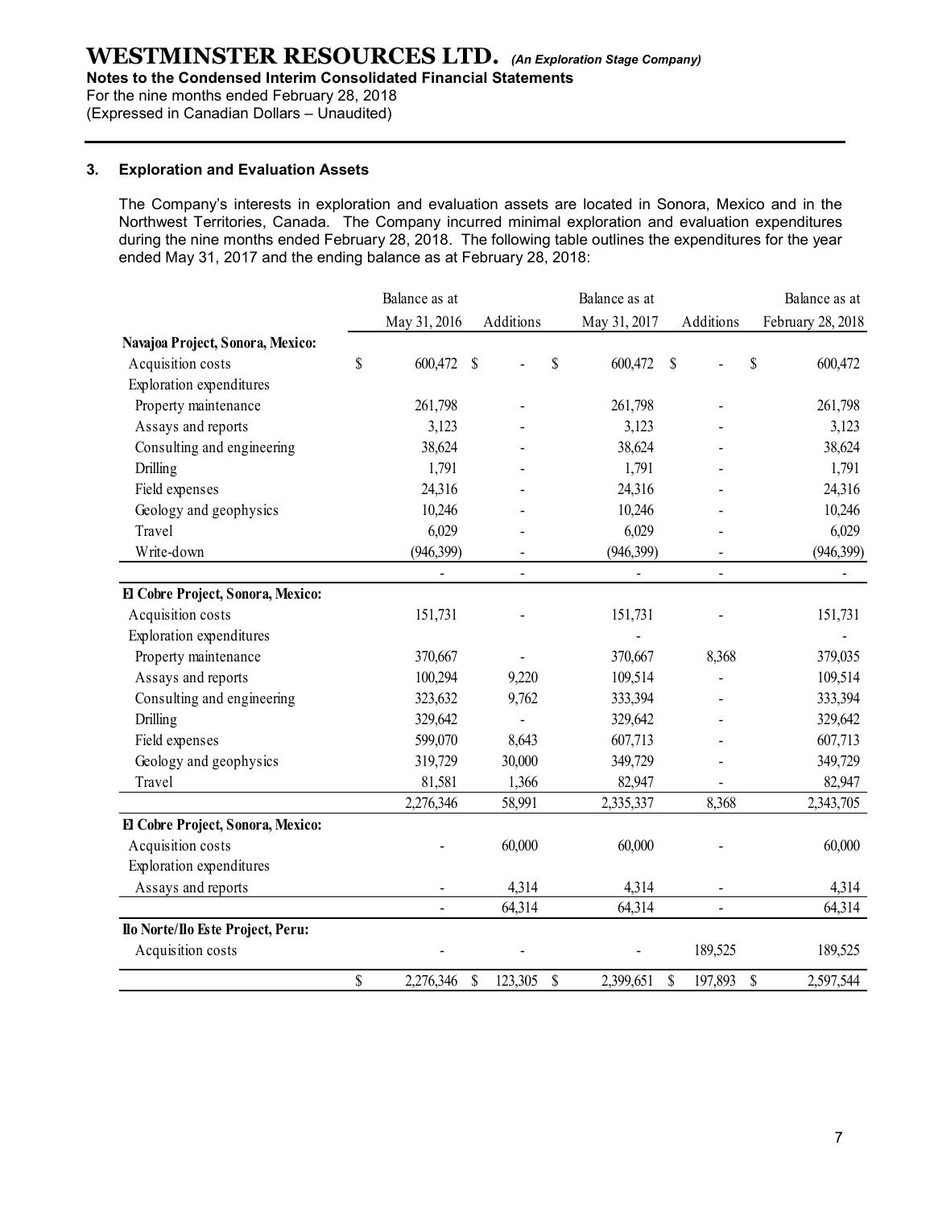### 3. Exploration and Evaluation Assets

The Company's interests in exploration and evaluation assets are located in Sonora, Mexico and in the Northwest Territories, Canada. The Company incurred minimal exploration and evaluation expenditures during the nine months ended February 28, 2018. The following table outlines the expenditures for the year ended May 31, 2017 and the ending balance as at February 28, 2018:

| | Balance as at May 31, 2016 | Additions | Balance as at May 31, 2017 | Additions | Balance as at February 28, 2018 |
|---|---|---|---|---|---|
| **Navajoa Project, Sonora, Mexico:** | | | | | |
| Acquisition costs | $ 600,472 | $ - | $ 600,472 | $ - | $ 600,472 |
| Exploration expenditures | | | | | |
| Property maintenance | 261,798 | - | 261,798 | - | 261,798 |
| Assays and reports | 3,123 | - | 3,123 | - | 3,123 |
| Consulting and engineering | 38,624 | - | 38,624 | - | 38,624 |
| Drilling | 1,791 | - | 1,791 | - | 1,791 |
| Field expenses | 24,316 | - | 24,316 | - | 24,316 |
| Geology and geophysics | 10,246 | - | 10,246 | - | 10,246 |
| Travel | 6,029 | - | 6,029 | - | 6,029 |
| Write-down | (946,399) | - | (946,399) | - | (946,399) |
| | - | - | - | - | - |
| **El Cobre Project, Sonora, Mexico:** | | | | | |
| Acquisition costs | 151,731 | - | 151,731 | - | 151,731 |
| Exploration expenditures | | | - | | - |
| Property maintenance | 370,667 | - | 370,667 | 8,368 | 379,035 |
| Assays and reports | 100,294 | 9,220 | 109,514 | - | 109,514 |
| Consulting and engineering | 323,632 | 9,762 | 333,394 | - | 333,394 |
| Drilling | 329,642 | - | 329,642 | - | 329,642 |
| Field expenses | 599,070 | 8,643 | 607,713 | - | 607,713 |
| Geology and geophysics | 319,729 | 30,000 | 349,729 | - | 349,729 |
| Travel | 81,581 | 1,366 | 82,947 | - | 82,947 |
| | 2,276,346 | 58,991 | 2,335,337 | 8,368 | 2,343,705 |
| **El Cobre Project, Sonora, Mexico:** | | | | | |
| Acquisition costs | - | 60,000 | 60,000 | - | 60,000 |
| Exploration expenditures | | | | | |
| Assays and reports | - | 4,314 | 4,314 | - | 4,314 |
| | - | 64,314 | 64,314 | - | 64,314 |
| **Ilo Norte/Ilo Este Project, Peru:** | | | | | |
| Acquisition costs | - | - | - | 189,525 | 189,525 |
| | $ 2,276,346 | $ 123,305 | $ 2,399,651 | $ 197,893 | $ 2,597,544 |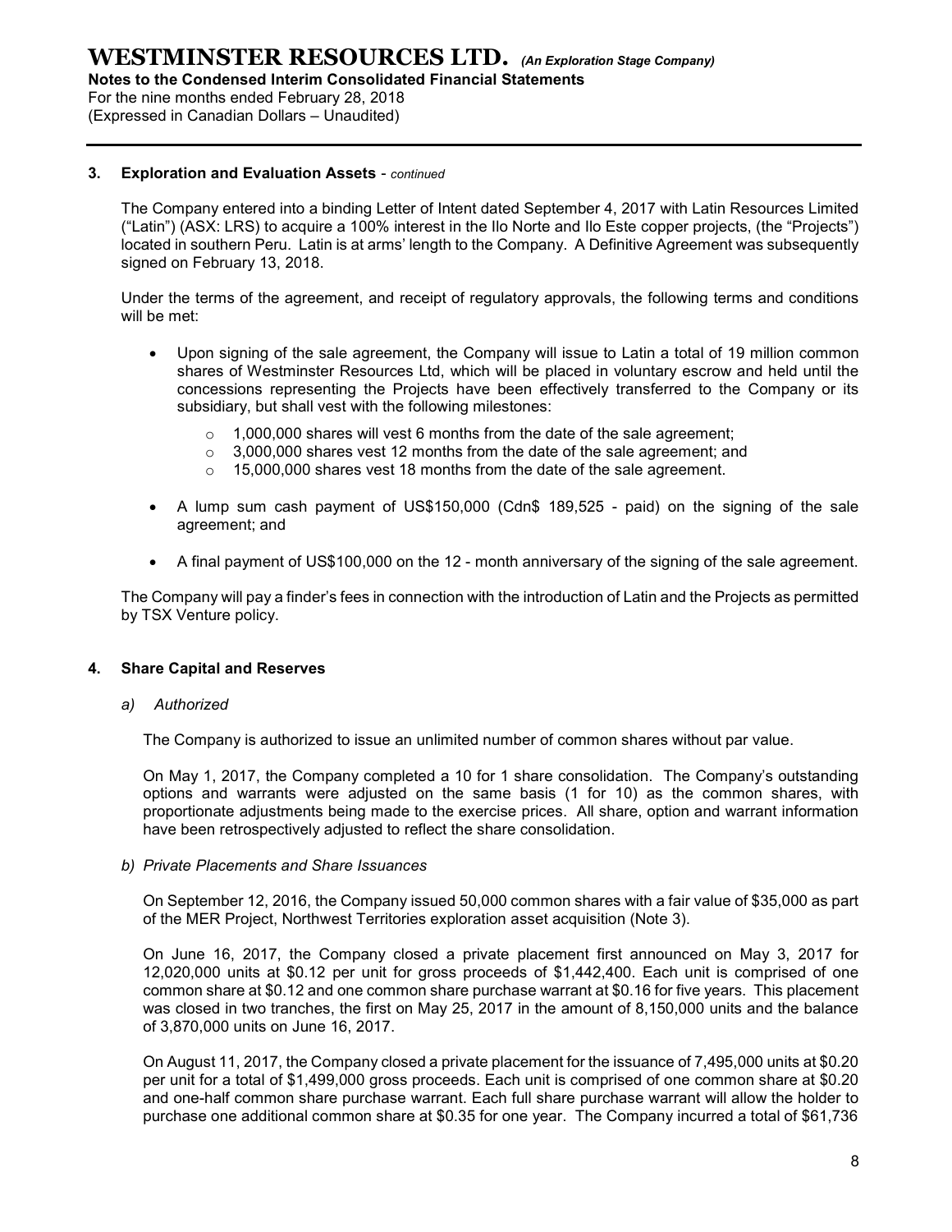### 3. Exploration and Evaluation Assets - *continued*

The Company entered into a binding Letter of Intent dated September 4, 2017 with Latin Resources Limited ("Latin") (ASX: LRS) to acquire a 100% interest in the Ilo Norte and Ilo Este copper projects, (the "Projects") located in southern Peru. Latin is at arms' length to the Company. A Definitive Agreement was subsequently signed on February 13, 2018.

Under the terms of the agreement, and receipt of regulatory approvals, the following terms and conditions will be met:

- Upon signing of the sale agreement, the Company will issue to Latin a total of 19 million common shares of Westminster Resources Ltd, which will be placed in voluntary escrow and held until the concessions representing the Projects have been effectively transferred to the Company or its subsidiary, but shall vest with the following milestones:
  - 1,000,000 shares will vest 6 months from the date of the sale agreement;
  - 3,000,000 shares vest 12 months from the date of the sale agreement; and
  - 15,000,000 shares vest 18 months from the date of the sale agreement.
- A lump sum cash payment of US$150,000 (Cdn$ 189,525 - paid) on the signing of the sale agreement; and
- A final payment of US$100,000 on the 12 - month anniversary of the signing of the sale agreement.

The Company will pay a finder's fees in connection with the introduction of Latin and the Projects as permitted by TSX Venture policy.

### 4. Share Capital and Reserves

*a) Authorized*

The Company is authorized to issue an unlimited number of common shares without par value.

On May 1, 2017, the Company completed a 10 for 1 share consolidation. The Company's outstanding options and warrants were adjusted on the same basis (1 for 10) as the common shares, with proportionate adjustments being made to the exercise prices. All share, option and warrant information have been retrospectively adjusted to reflect the share consolidation.

*b) Private Placements and Share Issuances*

On September 12, 2016, the Company issued 50,000 common shares with a fair value of $35,000 as part of the MER Project, Northwest Territories exploration asset acquisition (Note 3).

On June 16, 2017, the Company closed a private placement first announced on May 3, 2017 for 12,020,000 units at $0.12 per unit for gross proceeds of $1,442,400. Each unit is comprised of one common share at $0.12 and one common share purchase warrant at $0.16 for five years. This placement was closed in two tranches, the first on May 25, 2017 in the amount of 8,150,000 units and the balance of 3,870,000 units on June 16, 2017.

On August 11, 2017, the Company closed a private placement for the issuance of 7,495,000 units at $0.20 per unit for a total of $1,499,000 gross proceeds. Each unit is comprised of one common share at $0.20 and one-half common share purchase warrant. Each full share purchase warrant will allow the holder to purchase one additional common share at $0.35 for one year. The Company incurred a total of $61,736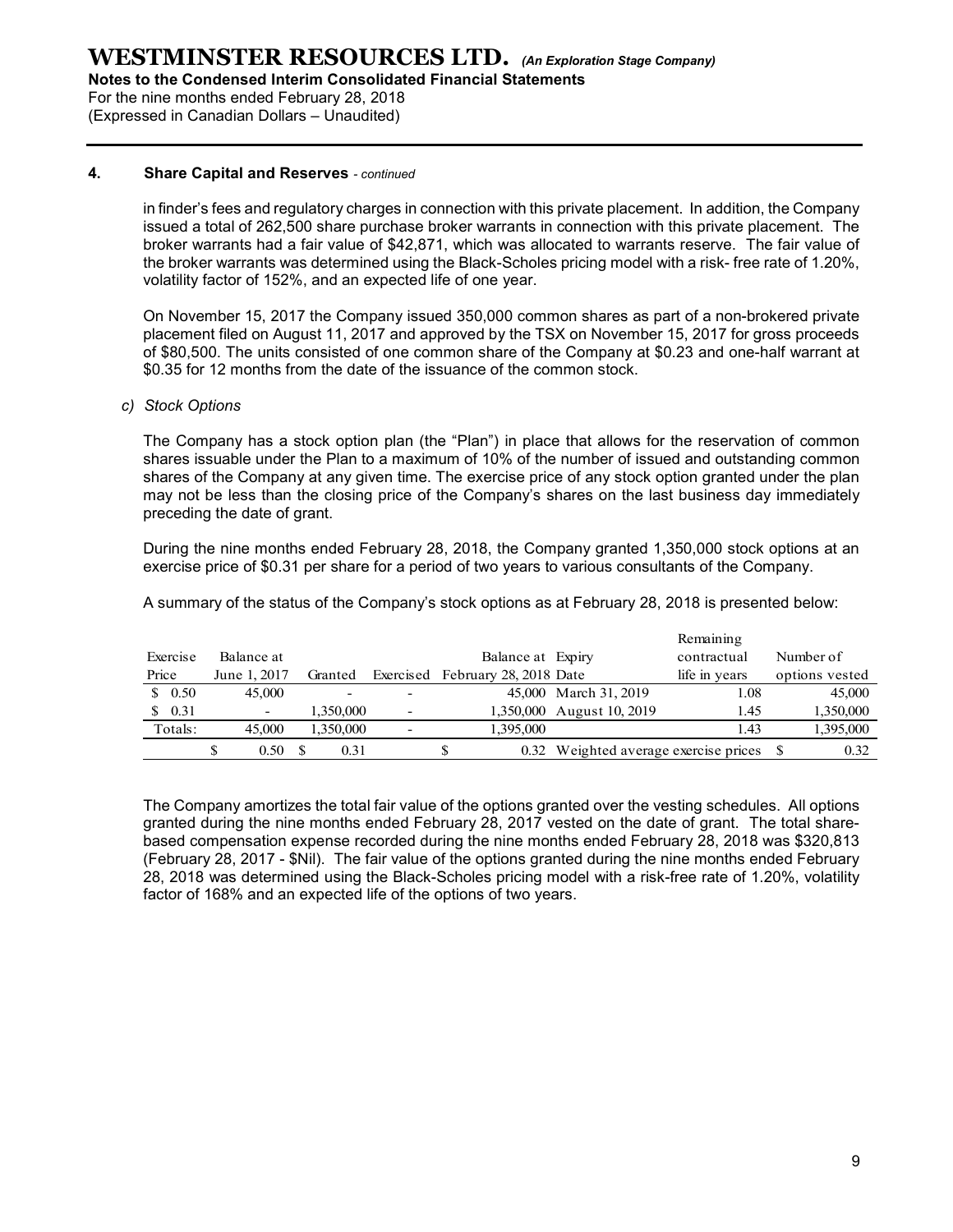### 4. Share Capital and Reserves - *continued*

in finder's fees and regulatory charges in connection with this private placement. In addition, the Company issued a total of 262,500 share purchase broker warrants in connection with this private placement. The broker warrants had a fair value of $42,871, which was allocated to warrants reserve. The fair value of the broker warrants was determined using the Black-Scholes pricing model with a risk- free rate of 1.20%, volatility factor of 152%, and an expected life of one year.

On November 15, 2017 the Company issued 350,000 common shares as part of a non-brokered private placement filed on August 11, 2017 and approved by the TSX on November 15, 2017 for gross proceeds of $80,500. The units consisted of one common share of the Company at $0.23 and one-half warrant at $0.35 for 12 months from the date of the issuance of the common stock.

*c) Stock Options*

The Company has a stock option plan (the "Plan") in place that allows for the reservation of common shares issuable under the Plan to a maximum of 10% of the number of issued and outstanding common shares of the Company at any given time. The exercise price of any stock option granted under the plan may not be less than the closing price of the Company's shares on the last business day immediately preceding the date of grant.

During the nine months ended February 28, 2018, the Company granted 1,350,000 stock options at an exercise price of $0.31 per share for a period of two years to various consultants of the Company.

A summary of the status of the Company's stock options as at February 28, 2018 is presented below:

| Exercise Price | Balance at June 1, 2017 | Granted | Exercised | Balance at February 28, 2018 | Expiry Date | Remaining contractual life in years | Number of options vested |
|---|---|---|---|---|---|---|---|
| $ 0.50 | 45,000 | - | - | 45,000 | March 31, 2019 | 1.08 | 45,000 |
| $ 0.31 | - | 1,350,000 | - | 1,350,000 | August 10, 2019 | 1.45 | 1,350,000 |
| Totals: | 45,000 | 1,350,000 | - | 1,395,000 | | 1.43 | 1,395,000 |
| | $ 0.50 | $ 0.31 | | $ 0.32 | Weighted average exercise prices | | $ 0.32 |

The Company amortizes the total fair value of the options granted over the vesting schedules. All options granted during the nine months ended February 28, 2017 vested on the date of grant. The total share-based compensation expense recorded during the nine months ended February 28, 2018 was $320,813 (February 28, 2017 - $Nil). The fair value of the options granted during the nine months ended February 28, 2018 was determined using the Black-Scholes pricing model with a risk-free rate of 1.20%, volatility factor of 168% and an expected life of the options of two years.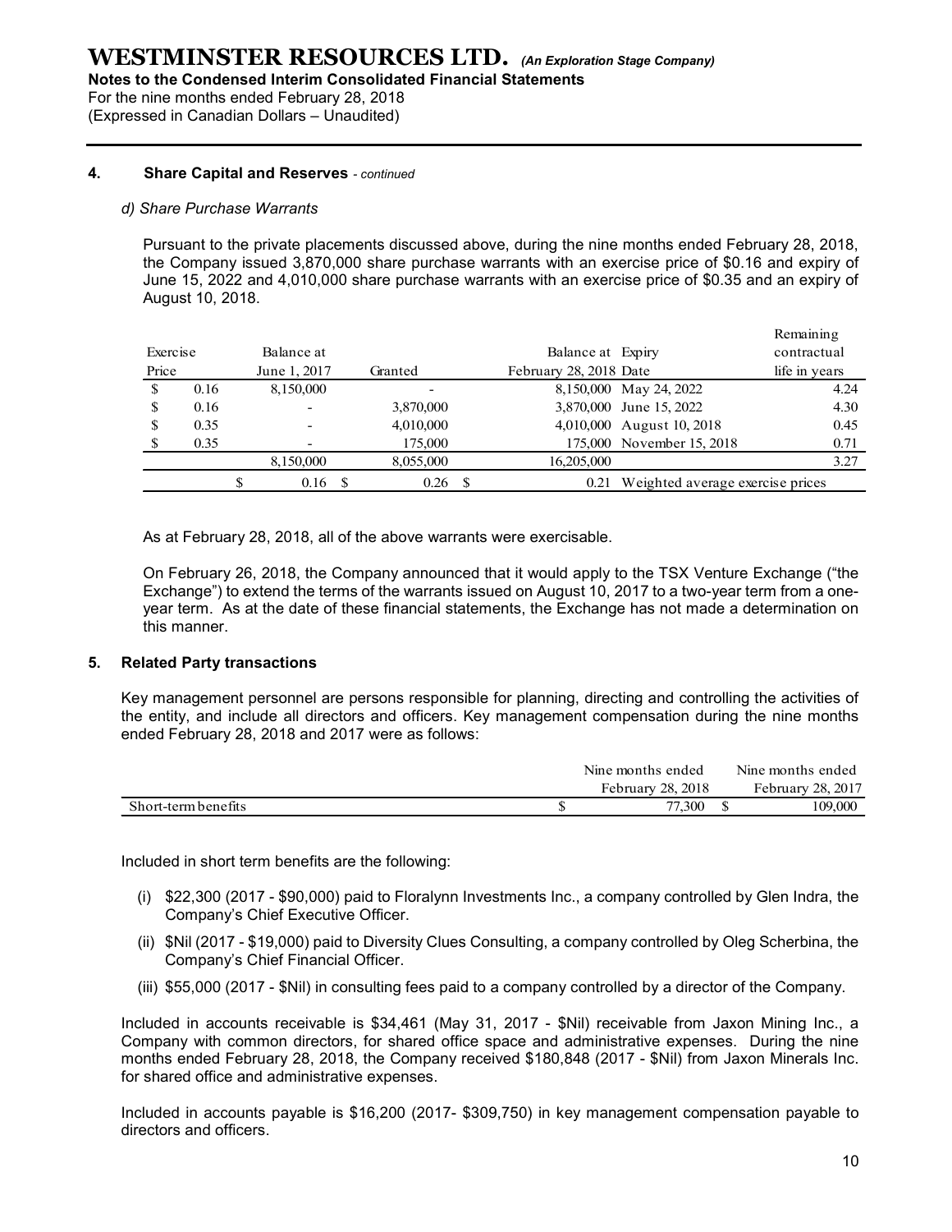**WESTMINSTER RESOURCES LTD.** *(An Exploration Stage Company)*
**Notes to the Condensed Interim Consolidated Financial Statements**
For the nine months ended February 28, 2018
(Expressed in Canadian Dollars – Unaudited)

### 4. Share Capital and Reserves - *continued*

*d) Share Purchase Warrants*

Pursuant to the private placements discussed above, during the nine months ended February 28, 2018, the Company issued 3,870,000 share purchase warrants with an exercise price of $0.16 and expiry of June 15, 2022 and 4,010,000 share purchase warrants with an exercise price of $0.35 and an expiry of August 10, 2018.

| Exercise Price | Balance at June 1, 2017 | Granted | Balance at February 28, 2018 | Expiry Date | Remaining contractual life in years |
|---|---|---|---|---|---|
| $ 0.16 | 8,150,000 | - | 8,150,000 | May 24, 2022 | 4.24 |
| $ 0.16 | - | 3,870,000 | 3,870,000 | June 15, 2022 | 4.30 |
| $ 0.35 | - | 4,010,000 | 4,010,000 | August 10, 2018 | 0.45 |
| $ 0.35 | - | 175,000 | 175,000 | November 15, 2018 | 0.71 |
| | 8,150,000 | 8,055,000 | 16,205,000 | | 3.27 |
| | $ 0.16 | $ 0.26 | $ 0.21 | Weighted average exercise prices | |

As at February 28, 2018, all of the above warrants were exercisable.

On February 26, 2018, the Company announced that it would apply to the TSX Venture Exchange ("the Exchange") to extend the terms of the warrants issued on August 10, 2017 to a two-year term from a one-year term. As at the date of these financial statements, the Exchange has not made a determination on this manner.

### 5. Related Party transactions

Key management personnel are persons responsible for planning, directing and controlling the activities of the entity, and include all directors and officers. Key management compensation during the nine months ended February 28, 2018 and 2017 were as follows:

| | Nine months ended February 28, 2018 | Nine months ended February 28, 2017 |
|---|---|---|
| Short-term benefits | $ 77,300 | $ 109,000 |

Included in short term benefits are the following:

(i) $22,300 (2017 - $90,000) paid to Floralynn Investments Inc., a company controlled by Glen Indra, the Company's Chief Executive Officer.

(ii) $Nil (2017 - $19,000) paid to Diversity Clues Consulting, a company controlled by Oleg Scherbina, the Company's Chief Financial Officer.

(iii) $55,000 (2017 - $Nil) in consulting fees paid to a company controlled by a director of the Company.

Included in accounts receivable is $34,461 (May 31, 2017 - $Nil) receivable from Jaxon Mining Inc., a Company with common directors, for shared office space and administrative expenses. During the nine months ended February 28, 2018, the Company received $180,848 (2017 - $Nil) from Jaxon Minerals Inc. for shared office and administrative expenses.

Included in accounts payable is $16,200 (2017- $309,750) in key management compensation payable to directors and officers.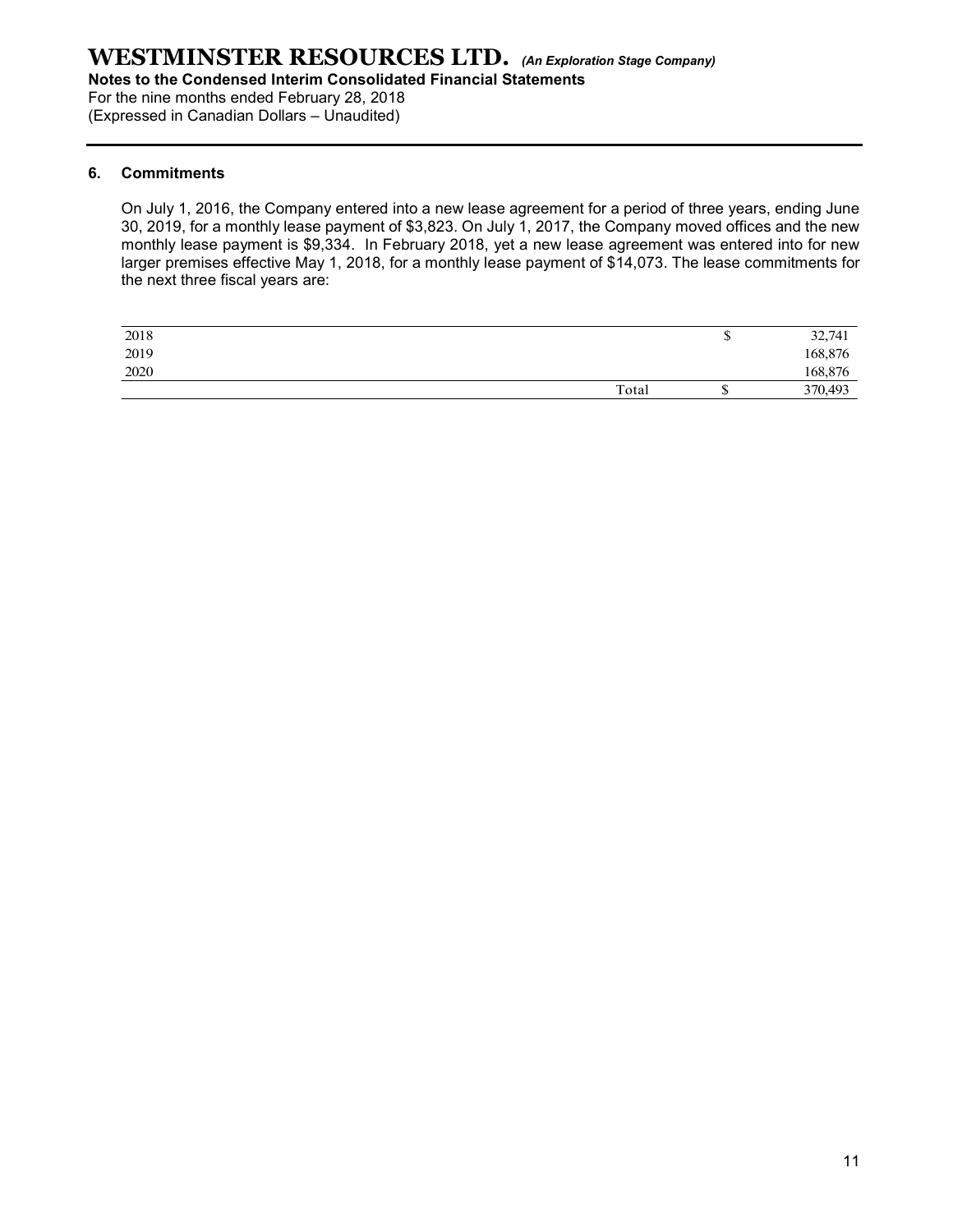## 6. Commitments

On July 1, 2016, the Company entered into a new lease agreement for a period of three years, ending June 30, 2019, for a monthly lease payment of $3,823. On July 1, 2017, the Company moved offices and the new monthly lease payment is $9,334. In February 2018, yet a new lease agreement was entered into for new larger premises effective May 1, 2018, for a monthly lease payment of $14,073. The lease commitments for the next three fiscal years are:

| | | | |
|---|---|---|---|
| 2018 | | $ | 32,741 |
| 2019 | | | 168,876 |
| 2020 | | | 168,876 |
| | Total | $ | 370,493 |